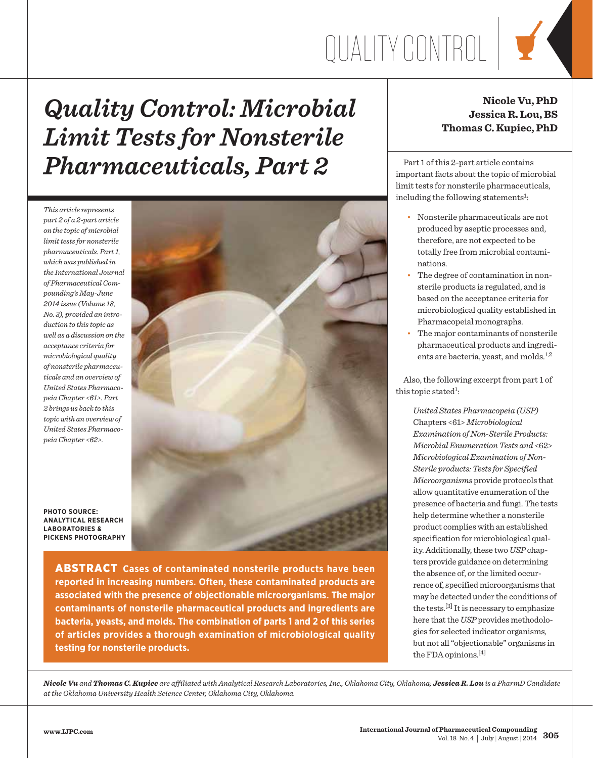# Quality Control: Microbial Limit Tests for Nonsterile Pharmaceuticals, Part 2

**Nicole Vu, PhD**
**Jessica R. Lou, BS**
**Thomas C. Kupiec, PhD**

*This article represents part 2 of a 2-part article on the topic of microbial limit tests for nonsterile pharmaceuticals. Part 1, which was published in the International Journal of Pharmaceutical Compounding's May-June 2014 issue (Volume 18, No. 3), provided an introduction to this topic as well as a discussion on the acceptance criteria for microbiological quality of nonsterile pharmaceuticals and an overview of United States Pharmacopeia Chapter <61>. Part 2 brings us back to this topic with an overview of United States Pharmacopeia Chapter <62>.*

**PHOTO SOURCE: ANALYTICAL RESEARCH LABORATORIES & PICKENS PHOTOGRAPHY**

**ABSTRACT Cases of contaminated nonsterile products have been reported in increasing numbers. Often, these contaminated products are associated with the presence of objectionable microorganisms. The major contaminants of nonsterile pharmaceutical products and ingredients are bacteria, yeasts, and molds. The combination of parts 1 and 2 of this series of articles provides a thorough examination of microbiological quality testing for nonsterile products.**

Part 1 of this 2-part article contains important facts about the topic of microbial limit tests for nonsterile pharmaceuticals, including the following statements[1]:

- Nonsterile pharmaceuticals are not produced by aseptic processes and, therefore, are not expected to be totally free from microbial contaminations.
- The degree of contamination in nonsterile products is regulated, and is based on the acceptance criteria for microbiological quality established in Pharmacopeial monographs.
- The major contaminants of nonsterile pharmaceutical products and ingredients are bacteria, yeast, and molds.[1,2]

Also, the following excerpt from part 1 of this topic stated[1]:

> *United States Pharmacopeia (USP)* Chapters <61> *Microbiological Examination of Non-Sterile Products: Microbial Enumeration Tests and* <62> *Microbiological Examination of Non-Sterile products: Tests for Specified Microorganisms* provide protocols that allow quantitative enumeration of the presence of bacteria and fungi. The tests help determine whether a nonsterile product complies with an established specification for microbiological quality. Additionally, these two *USP* chapters provide guidance on determining the absence of, or the limited occurrence of, specified microorganisms that may be detected under the conditions of the tests.[3] It is necessary to emphasize here that the *USP* provides methodologies for selected indicator organisms, but not all "objectionable" organisms in the FDA opinions.[4]

***Nicole Vu*** *and* ***Thomas C. Kupiec*** *are affiliated with Analytical Research Laboratories, Inc., Oklahoma City, Oklahoma;* ***Jessica R. Lou*** *is a PharmD Candidate at the Oklahoma University Health Science Center, Oklahoma City, Oklahoma.*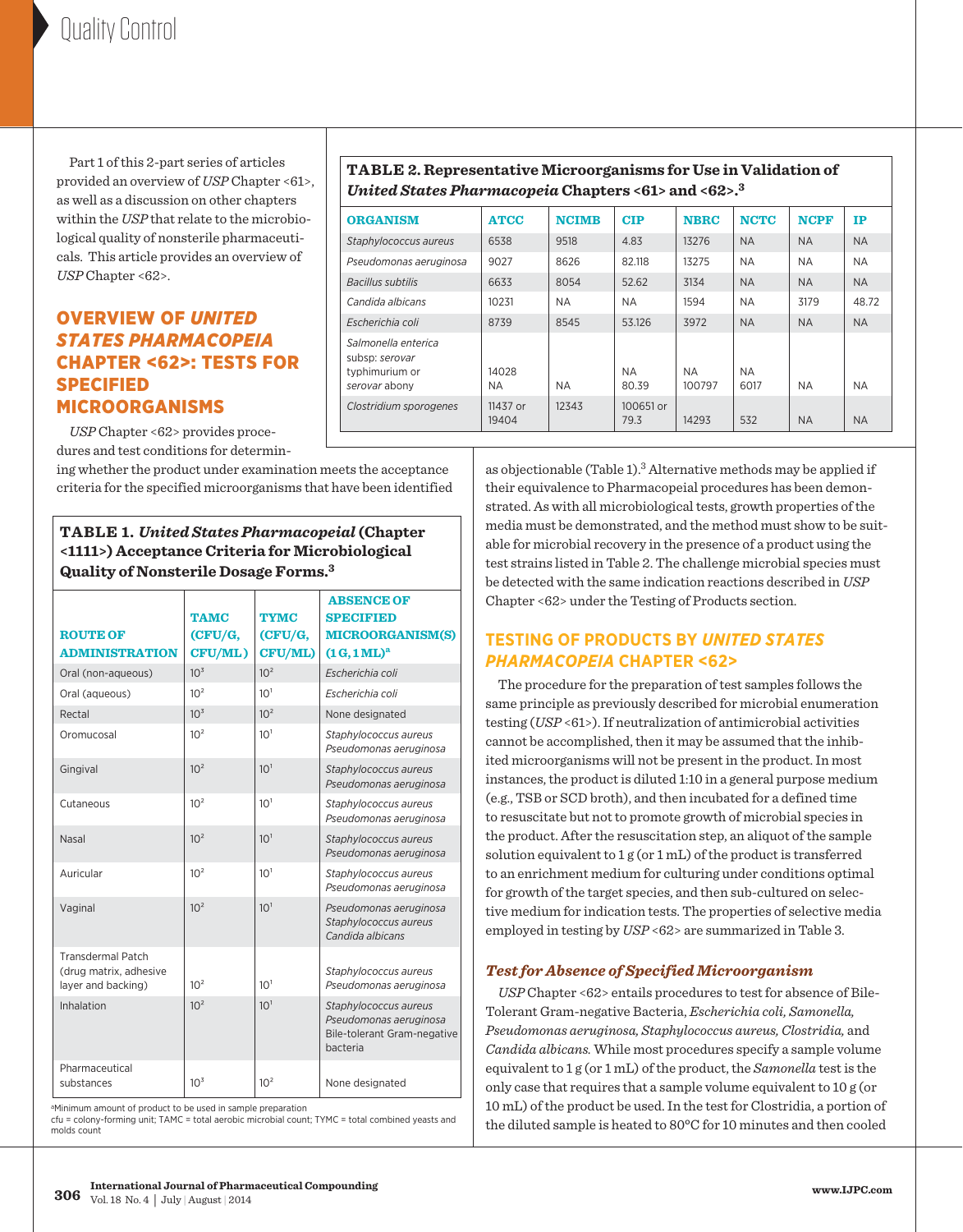Part 1 of this 2-part series of articles provided an overview of *USP* Chapter <61>, as well as a discussion on other chapters within the *USP* that relate to the microbiological quality of nonsterile pharmaceuticals. This article provides an overview of *USP* Chapter <62>.

**TABLE 2. Representative Microorganisms for Use in Validation of *United States Pharmacopeia* Chapters <61> and <62>.**[3]

| ORGANISM | ATCC | NCIMB | CIP | NBRC | NCTC | NCPF | IP |
|---|---|---|---|---|---|---|---|
| *Staphylococcus aureus* | 6538 | 9518 | 4.83 | 13276 | NA | NA | NA |
| *Pseudomonas aeruginosa* | 9027 | 8626 | 82.118 | 13275 | NA | NA | NA |
| *Bacillus subtilis* | 6633 | 8054 | 52.62 | 3134 | NA | NA | NA |
| *Candida albicans* | 10231 | NA | NA | 1594 | NA | 3179 | 48.72 |
| *Escherichia coli* | 8739 | 8545 | 53.126 | 3972 | NA | NA | NA |
| *Salmonella enterica* subsp: *serovar* typhimurium or *serovar* abony | 14028 NA | NA | NA 80.39 | NA 100797 | NA 6017 | NA | NA |
| *Clostridium sporogenes* | 11437 or 19404 | 12343 | 100651 or 79.3 | 14293 | 532 | NA | NA |

## OVERVIEW OF *UNITED STATES PHARMACOPEIA* CHAPTER <62>: TESTS FOR SPECIFIED MICROORGANISMS

*USP* Chapter <62> provides procedures and test conditions for determining whether the product under examination meets the acceptance criteria for the specified microorganisms that have been identified as objectionable (Table 1).[3] Alternative methods may be applied if their equivalence to Pharmacopeial procedures has been demonstrated. As with all microbiological tests, growth properties of the media must be demonstrated, and the method must show to be suitable for microbial recovery in the presence of a product using the test strains listed in Table 2. The challenge microbial species must be detected with the same indication reactions described in *USP* Chapter <62> under the Testing of Products section.

**TABLE 1. *United States Pharmacopeial* (Chapter <1111>) Acceptance Criteria for Microbiological Quality of Nonsterile Dosage Forms.**[3]

| ROUTE OF ADMINISTRATION | TAMC (CFU/G, CFU/ML) | TYMC (CFU/G, CFU/ML) | ABSENCE OF SPECIFIED MICROORGANISM(S) (1 G, 1 ML)[a] |
|---|---|---|---|
| Oral (non-aqueous) | $10^3$ | $10^2$ | *Escherichia coli* |
| Oral (aqueous) | $10^2$ | $10^1$ | *Escherichia coli* |
| Rectal | $10^3$ | $10^2$ | None designated |
| Oromucosal | $10^2$ | $10^1$ | *Staphylococcus aureus* *Pseudomonas aeruginosa* |
| Gingival | $10^2$ | $10^1$ | *Staphylococcus aureus* *Pseudomonas aeruginosa* |
| Cutaneous | $10^2$ | $10^1$ | *Staphylococcus aureus* *Pseudomonas aeruginosa* |
| Nasal | $10^2$ | $10^1$ | *Staphylococcus aureus* *Pseudomonas aeruginosa* |
| Auricular | $10^2$ | $10^1$ | *Staphylococcus aureus* *Pseudomonas aeruginosa* |
| Vaginal | $10^2$ | $10^1$ | *Pseudomonas aeruginosa* *Staphylococcus aureus* *Candida albicans* |
| Transdermal Patch (drug matrix, adhesive layer and backing) | $10^2$ | $10^1$ | *Staphylococcus aureus* *Pseudomonas aeruginosa* |
| Inhalation | $10^2$ | $10^1$ | *Staphylococcus aureus* *Pseudomonas aeruginosa* Bile-tolerant Gram-negative bacteria |
| Pharmaceutical substances | $10^3$ | $10^2$ | None designated |

[a]Minimum amount of product to be used in sample preparation
cfu = colony-forming unit; TAMC = total aerobic microbial count; TYMC = total combined yeasts and molds count

## TESTING OF PRODUCTS BY *UNITED STATES PHARMACOPEIA* CHAPTER <62>

The procedure for the preparation of test samples follows the same principle as previously described for microbial enumeration testing (*USP* <61>). If neutralization of antimicrobial activities cannot be accomplished, then it may be assumed that the inhibited microorganisms will not be present in the product. In most instances, the product is diluted 1:10 in a general purpose medium (e.g., TSB or SCD broth), and then incubated for a defined time to resuscitate but not to promote growth of microbial species in the product. After the resuscitation step, an aliquot of the sample solution equivalent to 1 g (or 1 mL) of the product is transferred to an enrichment medium for culturing under conditions optimal for growth of the target species, and then sub-cultured on selective medium for indication tests. The properties of selective media employed in testing by *USP* <62> are summarized in Table 3.

### *Test for Absence of Specified Microorganism*

*USP* Chapter <62> entails procedures to test for absence of Bile-Tolerant Gram-negative Bacteria, *Escherichia coli, Samonella, Pseudomonas aeruginosa, Staphylococcus aureus, Clostridia,* and *Candida albicans.* While most procedures specify a sample volume equivalent to 1 g (or 1 mL) of the product, the *Samonella* test is the only case that requires that a sample volume equivalent to 10 g (or 10 mL) of the product be used. In the test for Clostridia, a portion of the diluted sample is heated to 80°C for 10 minutes and then cooled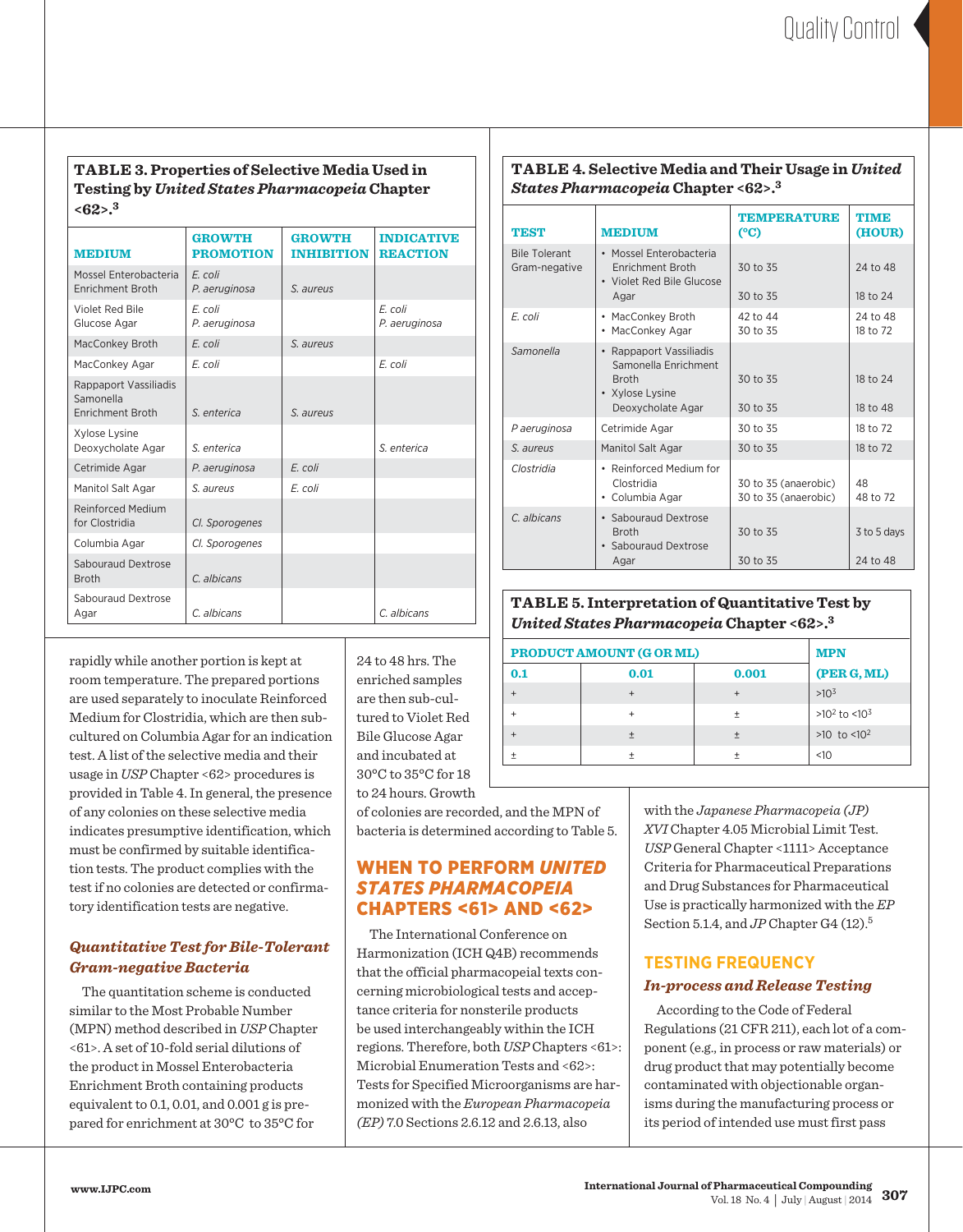**TABLE 3. Properties of Selective Media Used in Testing by *United States Pharmacopeia* Chapter <62>.[3]**

| MEDIUM | GROWTH PROMOTION | GROWTH INHIBITION | INDICATIVE REACTION |
|---|---|---|---|
| Mossel Enterobacteria Enrichment Broth | *E. coli* *P. aeruginosa* | *S. aureus* | |
| Violet Red Bile Glucose Agar | *E. coli* *P. aeruginosa* | | *E. coli* *P. aeruginosa* |
| MacConkey Broth | *E. coli* | *S. aureus* | |
| MacConkey Agar | *E. coli* | | *E. coli* |
| Rappaport Vassiliadis Samonella Enrichment Broth | *S. enterica* | *S. aureus* | |
| Xylose Lysine Deoxycholate Agar | *S. enterica* | | *S. enterica* |
| Cetrimide Agar | *P. aeruginosa* | *E. coli* | |
| Manitol Salt Agar | *S. aureus* | *E. coli* | |
| Reinforced Medium for Clostridia | *Cl. Sporogenes* | | |
| Columbia Agar | *Cl. Sporogenes* | | |
| Sabouraud Dextrose Broth | *C. albicans* | | |
| Sabouraud Dextrose Agar | *C. albicans* | | *C. albicans* |

**TABLE 4. Selective Media and Their Usage in *United States Pharmacopeia* Chapter <62>.[3]**

| TEST | MEDIUM | TEMPERATURE (°C) | TIME (HOUR) |
|---|---|---|---|
| Bile Tolerant Gram-negative | • Mossel Enterobacteria Enrichment Broth<br>• Violet Red Bile Glucose Agar | 30 to 35<br>30 to 35 | 24 to 48<br>18 to 24 |
| *E. coli* | • MacConkey Broth<br>• MacConkey Agar | 42 to 44<br>30 to 35 | 24 to 48<br>18 to 72 |
| *Samonella* | • Rappaport Vassiliadis Samonella Enrichment Broth<br>• Xylose Lysine Deoxycholate Agar | 30 to 35<br>30 to 35 | 18 to 24<br>18 to 48 |
| *P aeruginosa* | Cetrimide Agar | 30 to 35 | 18 to 72 |
| *S. aureus* | Manitol Salt Agar | 30 to 35 | 18 to 72 |
| *Clostridia* | • Reinforced Medium for Clostridia<br>• Columbia Agar | 30 to 35 (anaerobic)<br>30 to 35 (anaerobic) | 48<br>48 to 72 |
| *C. albicans* | • Sabouraud Dextrose Broth<br>• Sabouraud Dextrose Agar | 30 to 35<br>30 to 35 | 3 to 5 days<br>24 to 48 |

**TABLE 5. Interpretation of Quantitative Test by *United States Pharmacopeia* Chapter <62>.[3]**

| PRODUCT AMOUNT (G OR ML) | | | MPN |
|---|---|---|---|
| 0.1 | 0.01 | 0.001 | (PER G, ML) |
| + | + | + | $>10^3$ |
| + | + | ± | $>10^2$ to $<10^3$ |
| + | ± | ± | $>10$ to $<10^2$ |
| ± | ± | ± | $<10$ |

rapidly while another portion is kept at room temperature. The prepared portions are used separately to inoculate Reinforced Medium for Clostridia, which are then subcultured on Columbia Agar for an indication test. A list of the selective media and their usage in *USP* Chapter <62> procedures is provided in Table 4. In general, the presence of any colonies on these selective media indicates presumptive identification, which must be confirmed by suitable identification tests. The product complies with the test if no colonies are detected or confirmatory identification tests are negative.

### *Quantitative Test for Bile-Tolerant Gram-negative Bacteria*

The quantitation scheme is conducted similar to the Most Probable Number (MPN) method described in *USP* Chapter <61>. A set of 10-fold serial dilutions of the product in Mossel Enterobacteria Enrichment Broth containing products equivalent to 0.1, 0.01, and 0.001 g is prepared for enrichment at 30°C to 35°C for 24 to 48 hrs. The enriched samples are then sub-cultured to Violet Red Bile Glucose Agar and incubated at 30°C to 35°C for 18 to 24 hours. Growth of colonies are recorded, and the MPN of bacteria is determined according to Table 5.

## WHEN TO PERFORM *UNITED STATES PHARMACOPEIA* CHAPTERS <61> AND <62>

The International Conference on Harmonization (ICH Q4B) recommends that the official pharmacopeial texts concerning microbiological tests and acceptance criteria for nonsterile products be used interchangeably within the ICH regions. Therefore, both *USP* Chapters <61>: Microbial Enumeration Tests and <62>: Tests for Specified Microorganisms are harmonized with the *European Pharmacopeia (EP)* 7.0 Sections 2.6.12 and 2.6.13, also with the *Japanese Pharmacopeia (JP) XVI* Chapter 4.05 Microbial Limit Test. *USP* General Chapter <1111> Acceptance Criteria for Pharmaceutical Preparations and Drug Substances for Pharmaceutical Use is practically harmonized with the *EP* Section 5.1.4, and *JP* Chapter G4 (12).[5]

## TESTING FREQUENCY

### *In-process and Release Testing*

According to the Code of Federal Regulations (21 CFR 211), each lot of a component (e.g., in process or raw materials) or drug product that may potentially become contaminated with objectionable organisms during the manufacturing process or its period of intended use must first pass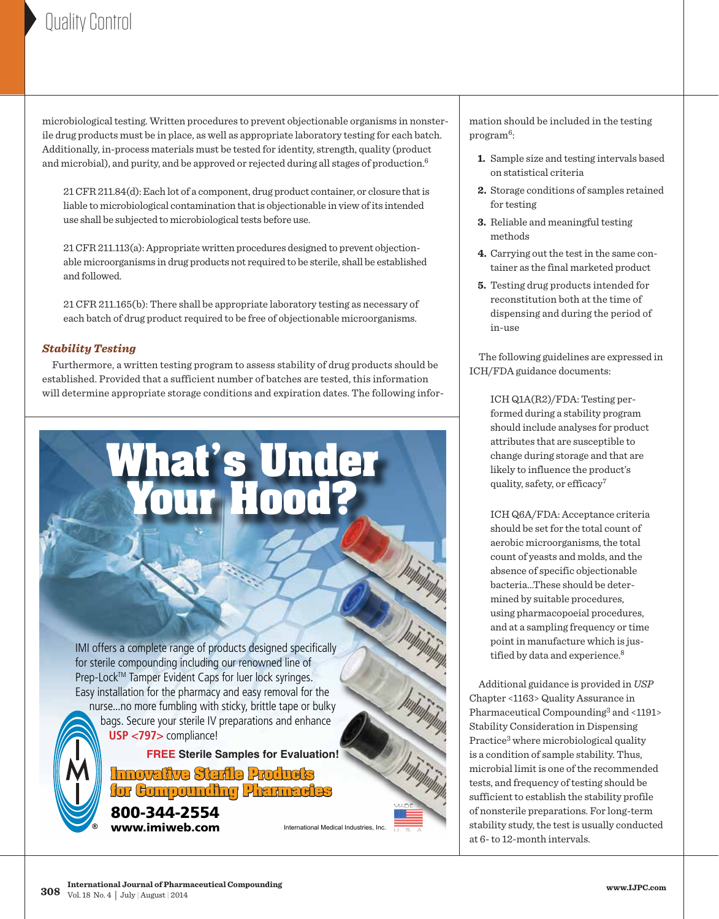microbiological testing. Written procedures to prevent objectionable organisms in nonsterile drug products must be in place, as well as appropriate laboratory testing for each batch. Additionally, in-process materials must be tested for identity, strength, quality (product and microbial), and purity, and be approved or rejected during all stages of production.[6]

> 21 CFR 211.84(d): Each lot of a component, drug product container, or closure that is liable to microbiological contamination that is objectionable in view of its intended use shall be subjected to microbiological tests before use.
>
> 21 CFR 211.113(a): Appropriate written procedures designed to prevent objectionable microorganisms in drug products not required to be sterile, shall be established and followed.
>
> 21 CFR 211.165(b): There shall be appropriate laboratory testing as necessary of each batch of drug product required to be free of objectionable microorganisms.

### *Stability Testing*

Furthermore, a written testing program to assess stability of drug products should be established. Provided that a sufficient number of batches are tested, this information will determine appropriate storage conditions and expiration dates. The following information should be included in the testing program[6]:

1. Sample size and testing intervals based on statistical criteria
2. Storage conditions of samples retained for testing
3. Reliable and meaningful testing methods
4. Carrying out the test in the same container as the final marketed product
5. Testing drug products intended for reconstitution both at the time of dispensing and during the period of in-use

The following guidelines are expressed in ICH/FDA guidance documents:

> ICH Q1A(R2)/FDA: Testing performed during a stability program should include analyses for product attributes that are susceptible to change during storage and that are likely to influence the product's quality, safety, or efficacy[7]
>
> ICH Q6A/FDA: Acceptance criteria should be set for the total count of aerobic microorganisms, the total count of yeasts and molds, and the absence of specific objectionable bacteria...These should be determined by suitable procedures, using pharmacopoeial procedures, and at a sampling frequency or time point in manufacture which is justified by data and experience.[8]

Additional guidance is provided in *USP* Chapter <1163> Quality Assurance in Pharmaceutical Compounding[3] and <1191> Stability Consideration in Dispensing Practice[3] where microbiological quality is a condition of sample stability. Thus, microbial limit is one of the recommended tests, and frequency of testing should be sufficient to establish the stability profile of nonsterile preparations. For long-term stability study, the test is usually conducted at 6- to 12-month intervals.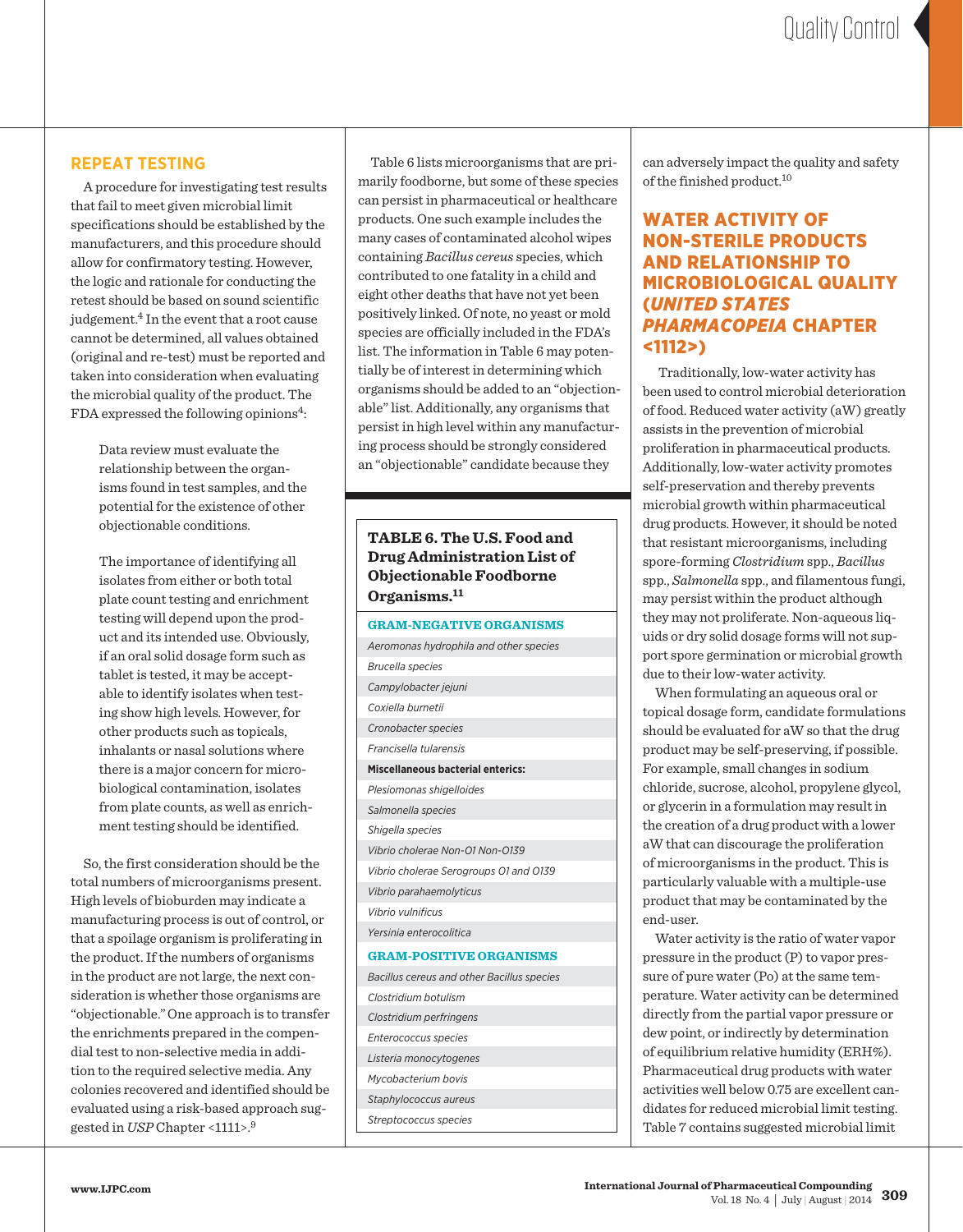## REPEAT TESTING

A procedure for investigating test results that fail to meet given microbial limit specifications should be established by the manufacturers, and this procedure should allow for confirmatory testing. However, the logic and rationale for conducting the retest should be based on sound scientific judgement.[4] In the event that a root cause cannot be determined, all values obtained (original and re-test) must be reported and taken into consideration when evaluating the microbial quality of the product. The FDA expressed the following opinions[4]:

> Data review must evaluate the relationship between the organisms found in test samples, and the potential for the existence of other objectionable conditions.
>
> The importance of identifying all isolates from either or both total plate count testing and enrichment testing will depend upon the product and its intended use. Obviously, if an oral solid dosage form such as tablet is tested, it may be acceptable to identify isolates when testing show high levels. However, for other products such as topicals, inhalants or nasal solutions where there is a major concern for microbiological contamination, isolates from plate counts, as well as enrichment testing should be identified.

So, the first consideration should be the total numbers of microorganisms present. High levels of bioburden may indicate a manufacturing process is out of control, or that a spoilage organism is proliferating in the product. If the numbers of organisms in the product are not large, the next consideration is whether those organisms are "objectionable." One approach is to transfer the enrichments prepared in the compendial test to non-selective media in addition to the required selective media. Any colonies recovered and identified should be evaluated using a risk-based approach suggested in *USP* Chapter <1111>.[9]

Table 6 lists microorganisms that are primarily foodborne, but some of these species can persist in pharmaceutical or healthcare products. One such example includes the many cases of contaminated alcohol wipes containing *Bacillus cereus* species, which contributed to one fatality in a child and eight other deaths that have not yet been positively linked. Of note, no yeast or mold species are officially included in the FDA's list. The information in Table 6 may potentially be of interest in determining which organisms should be added to an "objectionable" list. Additionally, any organisms that persist in high level within any manufacturing process should be strongly considered an "objectionable" candidate because they can adversely impact the quality and safety of the finished product.[10]

**TABLE 6. The U.S. Food and Drug Administration List of Objectionable Foodborne Organisms.[11]**

| GRAM-NEGATIVE ORGANISMS |
|---|
| *Aeromonas hydrophila and other species* |
| *Brucella species* |
| *Campylobacter jejuni* |
| *Coxiella burnetii* |
| *Cronobacter species* |
| *Francisella tularensis* |
| **Miscellaneous bacterial enterics:** |
| *Plesiomonas shigelloides* |
| *Salmonella species* |
| *Shigella species* |
| *Vibrio cholerae Non-O1 Non-O139* |
| *Vibrio cholerae Serogroups O1 and O139* |
| *Vibrio parahaemolyticus* |
| *Vibrio vulnificus* |
| *Yersinia enterocolitica* |
| **GRAM-POSITIVE ORGANISMS** |
| *Bacillus cereus and other Bacillus species* |
| *Clostridium botulism* |
| *Clostridium perfringens* |
| *Enterococcus species* |
| *Listeria monocytogenes* |
| *Mycobacterium bovis* |
| *Staphylococcus aureus* |
| *Streptococcus species* |

## WATER ACTIVITY OF NON-STERILE PRODUCTS AND RELATIONSHIP TO MICROBIOLOGICAL QUALITY (*UNITED STATES PHARMACOPEIA* CHAPTER <1112>)

Traditionally, low-water activity has been used to control microbial deterioration of food. Reduced water activity (aW) greatly assists in the prevention of microbial proliferation in pharmaceutical products. Additionally, low-water activity promotes self-preservation and thereby prevents microbial growth within pharmaceutical drug products. However, it should be noted that resistant microorganisms, including spore-forming *Clostridium* spp., *Bacillus* spp., *Salmonella* spp., and filamentous fungi, may persist within the product although they may not proliferate. Non-aqueous liquids or dry solid dosage forms will not support spore germination or microbial growth due to their low-water activity.

When formulating an aqueous oral or topical dosage form, candidate formulations should be evaluated for aW so that the drug product may be self-preserving, if possible. For example, small changes in sodium chloride, sucrose, alcohol, propylene glycol, or glycerin in a formulation may result in the creation of a drug product with a lower aW that can discourage the proliferation of microorganisms in the product. This is particularly valuable with a multiple-use product that may be contaminated by the end-user.

Water activity is the ratio of water vapor pressure in the product (P) to vapor pressure of pure water (Po) at the same temperature. Water activity can be determined directly from the partial vapor pressure or dew point, or indirectly by determination of equilibrium relative humidity (ERH%). Pharmaceutical drug products with water activities well below 0.75 are excellent candidates for reduced microbial limit testing. Table 7 contains suggested microbial limit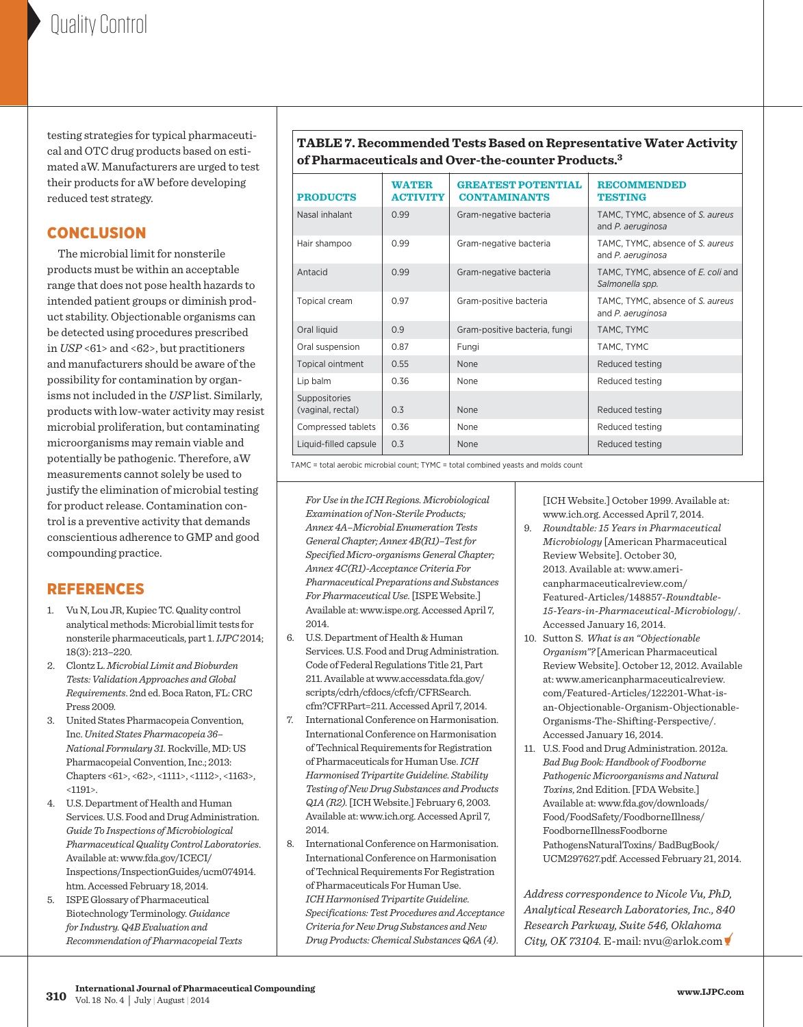testing strategies for typical pharmaceutical and OTC drug products based on estimated aW. Manufacturers are urged to test their products for aW before developing reduced test strategy.

**TABLE 7. Recommended Tests Based on Representative Water Activity of Pharmaceuticals and Over-the-counter Products.**[3]

| PRODUCTS | WATER ACTIVITY | GREATEST POTENTIAL CONTAMINANTS | RECOMMENDED TESTING |
|---|---|---|---|
| Nasal inhalant | 0.99 | Gram-negative bacteria | TAMC, TYMC, absence of *S. aureus* and *P. aeruginosa* |
| Hair shampoo | 0.99 | Gram-negative bacteria | TAMC, TYMC, absence of *S. aureus* and *P. aeruginosa* |
| Antacid | 0.99 | Gram-negative bacteria | TAMC, TYMC, absence of *E. coli* and *Salmonella spp.* |
| Topical cream | 0.97 | Gram-positive bacteria | TAMC, TYMC, absence of *S. aureus* and *P. aeruginosa* |
| Oral liquid | 0.9 | Gram-positive bacteria, fungi | TAMC, TYMC |
| Oral suspension | 0.87 | Fungi | TAMC, TYMC |
| Topical ointment | 0.55 | None | Reduced testing |
| Lip balm | 0.36 | None | Reduced testing |
| Suppositories (vaginal, rectal) | 0.3 | None | Reduced testing |
| Compressed tablets | 0.36 | None | Reduced testing |
| Liquid-filled capsule | 0.3 | None | Reduced testing |

TAMC = total aerobic microbial count; TYMC = total combined yeasts and molds count

## CONCLUSION

The microbial limit for nonsterile products must be within an acceptable range that does not pose health hazards to intended patient groups or diminish product stability. Objectionable organisms can be detected using procedures prescribed in *USP* <61> and <62>, but practitioners and manufacturers should be aware of the possibility for contamination by organisms not included in the *USP* list. Similarly, products with low-water activity may resist microbial proliferation, but contaminating microorganisms may remain viable and potentially be pathogenic. Therefore, aW measurements cannot solely be used to justify the elimination of microbial testing for product release. Contamination control is a preventive activity that demands conscientious adherence to GMP and good compounding practice.

## REFERENCES

1. Vu N, Lou JR, Kupiec TC. Quality control analytical methods: Microbial limit tests for nonsterile pharmaceuticals, part 1. *IJPC* 2014; 18(3): 213–220.
2. Clontz L. *Microbial Limit and Bioburden Tests: Validation Approaches and Global Requirements*. 2nd ed. Boca Raton, FL: CRC Press 2009.
3. United States Pharmacopeia Convention, Inc. *United States Pharmacopeia 36–National Formulary 31.* Rockville, MD: US Pharmacopeial Convention, Inc.; 2013: Chapters <61>, <62>, <1111>, <1112>, <1163>, <1191>.
4. U.S. Department of Health and Human Services. U.S. Food and Drug Administration. *Guide To Inspections of Microbiological Pharmaceutical Quality Control Laboratories*. Available at: www.fda.gov/ICECI/Inspections/InspectionGuides/ucm074914.htm. Accessed February 18, 2014.
5. ISPE Glossary of Pharmaceutical Biotechnology Terminology. *Guidance for Industry. Q4B Evaluation and Recommendation of Pharmacopeial Texts For Use in the ICH Regions. Microbiological Examination of Non-Sterile Products; Annex 4A–Microbial Enumeration Tests General Chapter; Annex 4B(R1)–Test for Specified Micro-organisms General Chapter; Annex 4C(R1)-Acceptance Criteria For Pharmaceutical Preparations and Substances For Pharmaceutical Use.* [ISPE Website.] Available at: www.ispe.org. Accessed April 7, 2014.
6. U.S. Department of Health & Human Services. U.S. Food and Drug Administration. Code of Federal Regulations Title 21, Part 211. Available at www.accessdata.fda.gov/scripts/cdrh/cfdocs/cfcfr/CFRSearch.cfm?CFRPart=211. Accessed April 7, 2014.
7. International Conference on Harmonisation. International Conference on Harmonisation of Technical Requirements for Registration of Pharmaceuticals for Human Use. *ICH Harmonised Tripartite Guideline. Stability Testing of New Drug Substances and Products Q1A (R2).* [ICH Website.] February 6, 2003. Available at: www.ich.org. Accessed April 7, 2014.
8. International Conference on Harmonisation. International Conference on Harmonisation of Technical Requirements For Registration of Pharmaceuticals For Human Use. *ICH Harmonised Tripartite Guideline. Specifications: Test Procedures and Acceptance Criteria for New Drug Substances and New Drug Products: Chemical Substances Q6A (4).* [ICH Website.] October 1999. Available at: www.ich.org. Accessed April 7, 2014.
9. *Roundtable: 15 Years in Pharmaceutical Microbiology* [American Pharmaceutical Review Website]. October 30, 2013. Available at: www.americanpharmaceuticalreview.com/Featured-Articles/148857-*Roundtable-15-Years-in-Pharmaceutical-Microbiology*/. Accessed January 16, 2014.
10. Sutton S. *What is an "Objectionable Organism"?* [American Pharmaceutical Review Website]. October 12, 2012. Available at: www.americanpharmaceuticalreview.com/Featured-Articles/122201-What-is-an-Objectionable-Organism-Objectionable-Organisms-The-Shifting-Perspective/. Accessed January 16, 2014.
11. U.S. Food and Drug Administration. 2012a. *Bad Bug Book: Handbook of Foodborne Pathogenic Microorganisms and Natural Toxins*, 2nd Edition. [FDA Website.] Available at: www.fda.gov/downloads/Food/FoodSafety/FoodborneIllness/FoodborneIllnessFoodbornePathogensNaturalToxins/BadBugBook/UCM297627.pdf. Accessed February 21, 2014.

*Address correspondence to Nicole Vu, PhD, Analytical Research Laboratories, Inc., 840 Research Parkway, Suite 546, Oklahoma City, OK 73104.* E-mail: nvu@arlok.com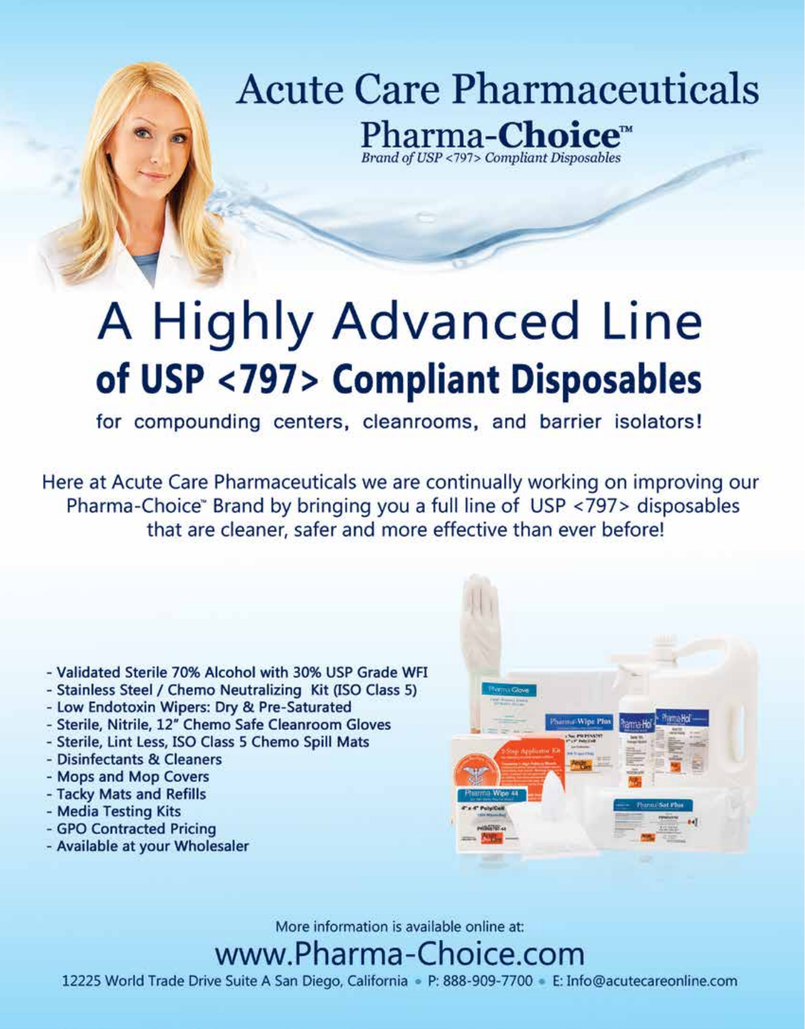# Acute Care Pharmaceuticals

## Pharma-**Choice**™

*Brand of USP <797> Compliant Disposables*

# A Highly Advanced Line

## of USP <797> Compliant Disposables

for compounding centers, cleanrooms, and barrier isolators!

Here at Acute Care Pharmaceuticals we are continually working on improving our Pharma-Choice™ Brand by bringing you a full line of USP <797> disposables that are cleaner, safer and more effective than ever before!

- Validated Sterile 70% Alcohol with 30% USP Grade WFI
- Stainless Steel / Chemo Neutralizing Kit (ISO Class 5)
- Low Endotoxin Wipers: Dry & Pre-Saturated
- Sterile, Nitrile, 12" Chemo Safe Cleanroom Gloves
- Sterile, Lint Less, ISO Class 5 Chemo Spill Mats
- Disinfectants & Cleaners
- Mops and Mop Covers
- Tacky Mats and Refills
- Media Testing Kits
- GPO Contracted Pricing
- Available at your Wholesaler

More information is available online at:

## www.Pharma-Choice.com

12225 World Trade Drive Suite A San Diego, California • P: 888-909-7700 • E: Info@acutecareonline.com